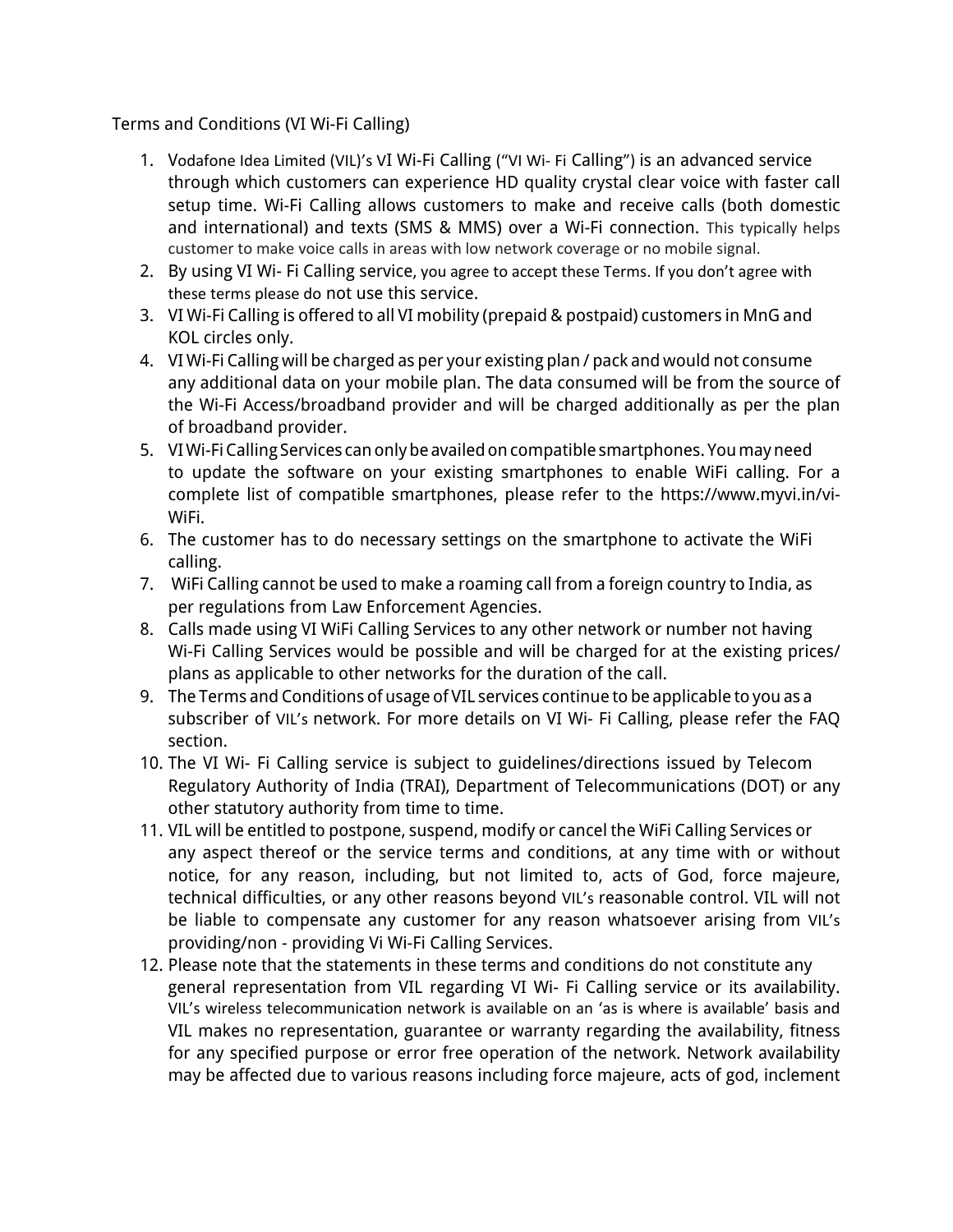Terms and Conditions (VI Wi-Fi Calling)

1. Vodafone Idea Limited (VIL)'s VI Wi-Fi Calling ("VI Wi- Fi Calling") is an advanced service through which customers can experience HD quality crystal clear voice with faster call setup time. Wi-Fi Calling allows customers to make and receive calls (both domestic and international) and texts (SMS & MMS) over a Wi-Fi connection. This typically helps customer to make voice calls in areas with low network coverage or no mobile signal.
2. By using VI Wi- Fi Calling service, you agree to accept these Terms. If you don't agree with these terms please do not use this service.
3. VI Wi-Fi Calling is offered to all VI mobility (prepaid & postpaid) customers in MnG and KOL circles only.
4. VI Wi-Fi Calling will be charged as per your existing plan / pack and would not consume any additional data on your mobile plan. The data consumed will be from the source of the Wi-Fi Access/broadband provider and will be charged additionally as per the plan of broadband provider.
5. VI Wi-Fi Calling Services can only be availed on compatible smartphones. You may need to update the software on your existing smartphones to enable WiFi calling. For a complete list of compatible smartphones, please refer to the https://www.myvi.in/vi-WiFi.
6. The customer has to do necessary settings on the smartphone to activate the WiFi calling.
7. WiFi Calling cannot be used to make a roaming call from a foreign country to India, as per regulations from Law Enforcement Agencies.
8. Calls made using VI WiFi Calling Services to any other network or number not having Wi-Fi Calling Services would be possible and will be charged for at the existing prices/ plans as applicable to other networks for the duration of the call.
9. The Terms and Conditions of usage of VIL services continue to be applicable to you as a subscriber of VIL's network. For more details on VI Wi- Fi Calling, please refer the FAQ section.
10. The VI Wi- Fi Calling service is subject to guidelines/directions issued by Telecom Regulatory Authority of India (TRAI), Department of Telecommunications (DOT) or any other statutory authority from time to time.
11. VIL will be entitled to postpone, suspend, modify or cancel the WiFi Calling Services or any aspect thereof or the service terms and conditions, at any time with or without notice, for any reason, including, but not limited to, acts of God, force majeure, technical difficulties, or any other reasons beyond VIL's reasonable control. VIL will not be liable to compensate any customer for any reason whatsoever arising from VIL's providing/non - providing Vi Wi-Fi Calling Services.
12. Please note that the statements in these terms and conditions do not constitute any general representation from VIL regarding VI Wi- Fi Calling service or its availability. VIL's wireless telecommunication network is available on an 'as is where is available' basis and VIL makes no representation, guarantee or warranty regarding the availability, fitness for any specified purpose or error free operation of the network. Network availability may be affected due to various reasons including force majeure, acts of god, inclement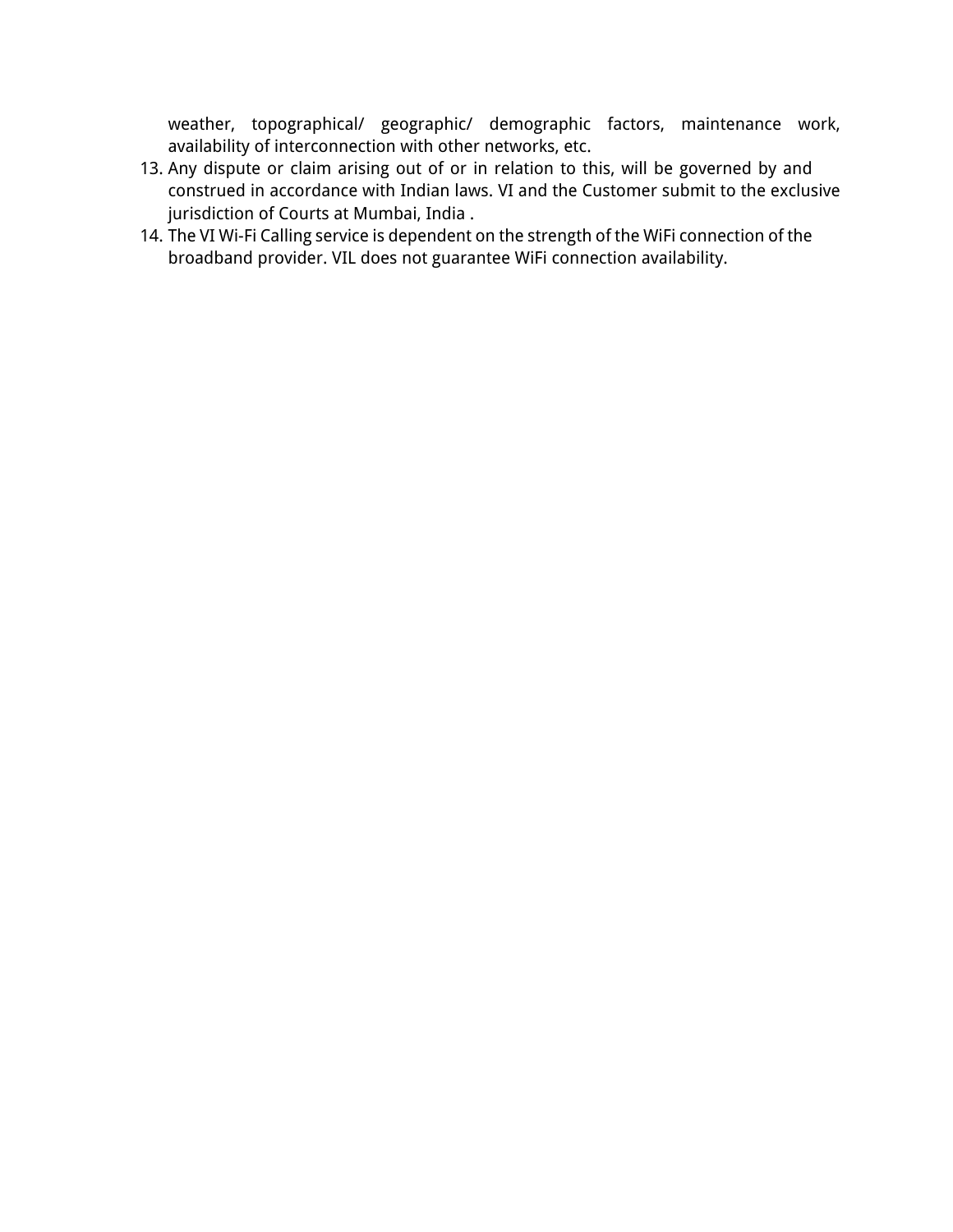weather, topographical/ geographic/ demographic factors, maintenance work, availability of interconnection with other networks, etc.

13. Any dispute or claim arising out of or in relation to this, will be governed by and construed in accordance with Indian laws. VI and the Customer submit to the exclusive jurisdiction of Courts at Mumbai, India .
14. The VI Wi-Fi Calling service is dependent on the strength of the WiFi connection of the broadband provider. VIL does not guarantee WiFi connection availability.